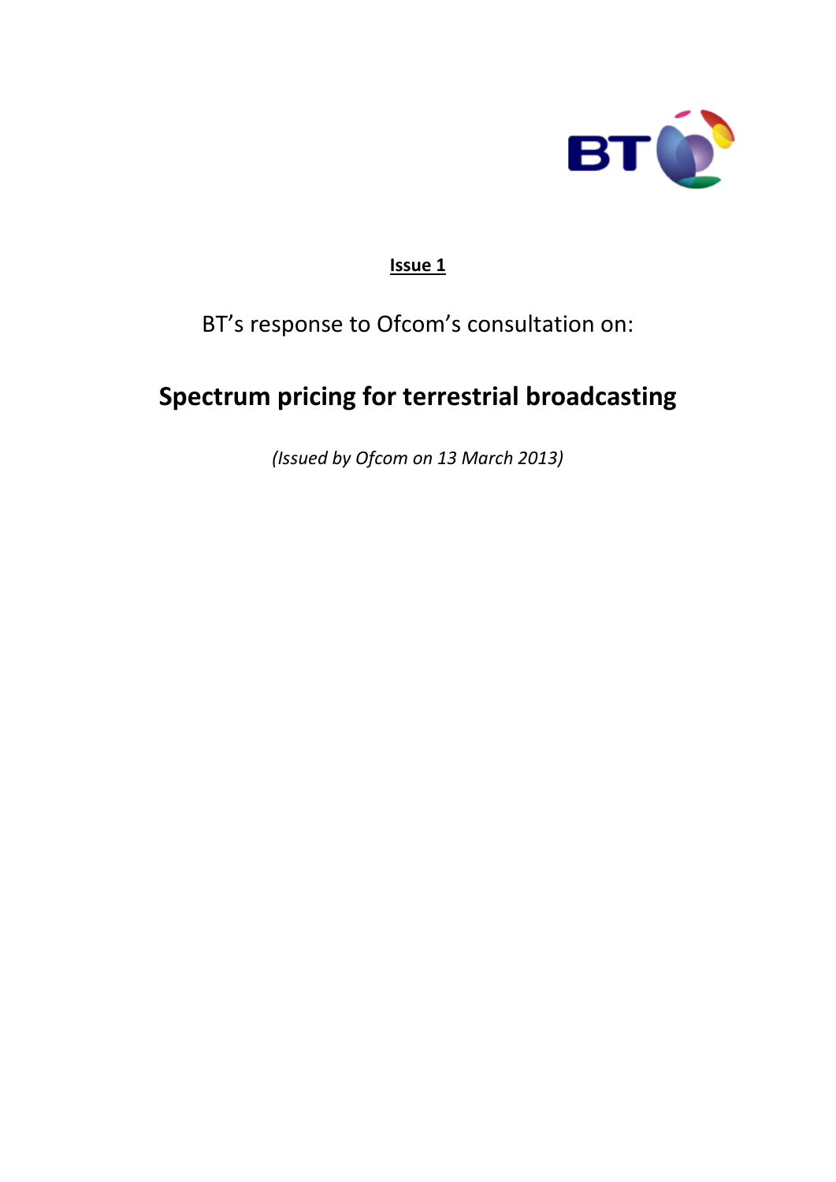**Issue 1**

BT's response to Ofcom's consultation on:

# Spectrum pricing for terrestrial broadcasting

*(Issued by Ofcom on 13 March 2013)*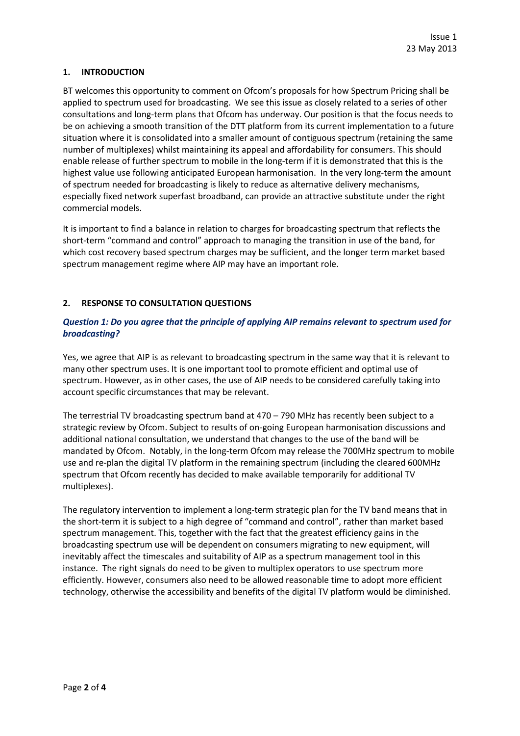Issue 1
23 May 2013

## 1. INTRODUCTION

BT welcomes this opportunity to comment on Ofcom's proposals for how Spectrum Pricing shall be applied to spectrum used for broadcasting. We see this issue as closely related to a series of other consultations and long-term plans that Ofcom has underway. Our position is that the focus needs to be on achieving a smooth transition of the DTT platform from its current implementation to a future situation where it is consolidated into a smaller amount of contiguous spectrum (retaining the same number of multiplexes) whilst maintaining its appeal and affordability for consumers. This should enable release of further spectrum to mobile in the long-term if it is demonstrated that this is the highest value use following anticipated European harmonisation. In the very long-term the amount of spectrum needed for broadcasting is likely to reduce as alternative delivery mechanisms, especially fixed network superfast broadband, can provide an attractive substitute under the right commercial models.

It is important to find a balance in relation to charges for broadcasting spectrum that reflects the short-term "command and control" approach to managing the transition in use of the band, for which cost recovery based spectrum charges may be sufficient, and the longer term market based spectrum management regime where AIP may have an important role.

## 2. RESPONSE TO CONSULTATION QUESTIONS

### *Question 1: Do you agree that the principle of applying AIP remains relevant to spectrum used for broadcasting?*

Yes, we agree that AIP is as relevant to broadcasting spectrum in the same way that it is relevant to many other spectrum uses. It is one important tool to promote efficient and optimal use of spectrum. However, as in other cases, the use of AIP needs to be considered carefully taking into account specific circumstances that may be relevant.

The terrestrial TV broadcasting spectrum band at 470 – 790 MHz has recently been subject to a strategic review by Ofcom. Subject to results of on-going European harmonisation discussions and additional national consultation, we understand that changes to the use of the band will be mandated by Ofcom. Notably, in the long-term Ofcom may release the 700MHz spectrum to mobile use and re-plan the digital TV platform in the remaining spectrum (including the cleared 600MHz spectrum that Ofcom recently has decided to make available temporarily for additional TV multiplexes).

The regulatory intervention to implement a long-term strategic plan for the TV band means that in the short-term it is subject to a high degree of "command and control", rather than market based spectrum management. This, together with the fact that the greatest efficiency gains in the broadcasting spectrum use will be dependent on consumers migrating to new equipment, will inevitably affect the timescales and suitability of AIP as a spectrum management tool in this instance. The right signals do need to be given to multiplex operators to use spectrum more efficiently. However, consumers also need to be allowed reasonable time to adopt more efficient technology, otherwise the accessibility and benefits of the digital TV platform would be diminished.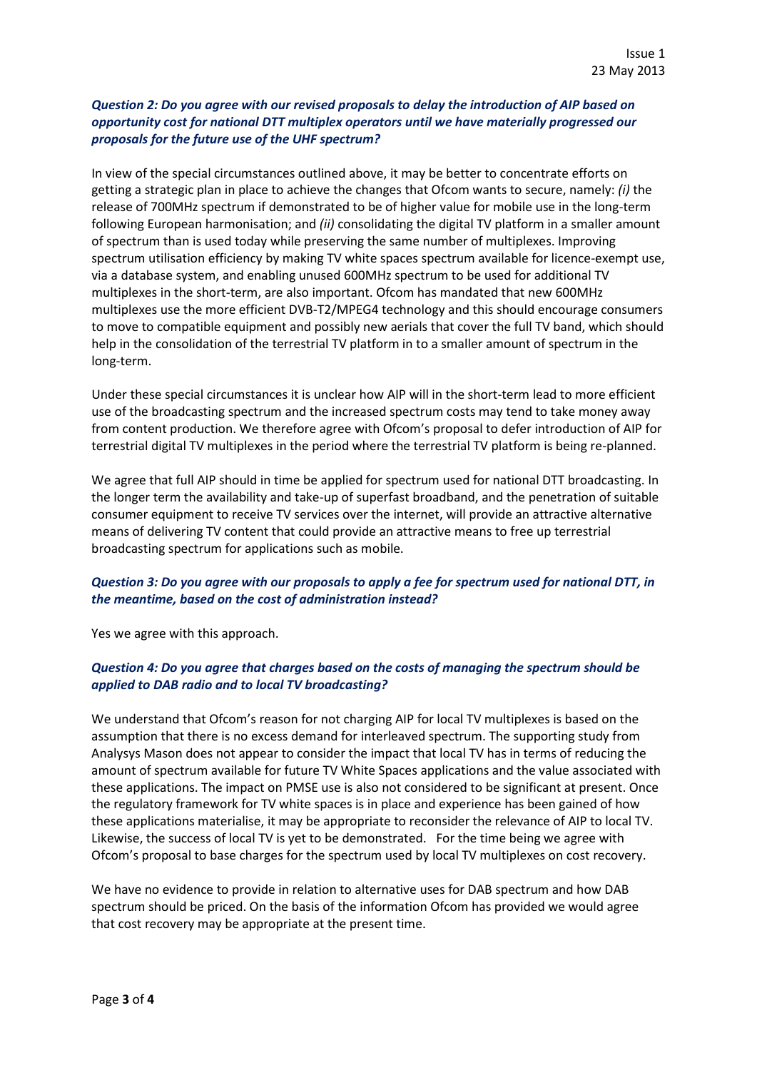***Question 2: Do you agree with our revised proposals to delay the introduction of AIP based on opportunity cost for national DTT multiplex operators until we have materially progressed our proposals for the future use of the UHF spectrum?***

In view of the special circumstances outlined above, it may be better to concentrate efforts on getting a strategic plan in place to achieve the changes that Ofcom wants to secure, namely: *(i)* the release of 700MHz spectrum if demonstrated to be of higher value for mobile use in the long-term following European harmonisation; and *(ii)* consolidating the digital TV platform in a smaller amount of spectrum than is used today while preserving the same number of multiplexes. Improving spectrum utilisation efficiency by making TV white spaces spectrum available for licence-exempt use, via a database system, and enabling unused 600MHz spectrum to be used for additional TV multiplexes in the short-term, are also important. Ofcom has mandated that new 600MHz multiplexes use the more efficient DVB-T2/MPEG4 technology and this should encourage consumers to move to compatible equipment and possibly new aerials that cover the full TV band, which should help in the consolidation of the terrestrial TV platform in to a smaller amount of spectrum in the long-term.

Under these special circumstances it is unclear how AIP will in the short-term lead to more efficient use of the broadcasting spectrum and the increased spectrum costs may tend to take money away from content production. We therefore agree with Ofcom's proposal to defer introduction of AIP for terrestrial digital TV multiplexes in the period where the terrestrial TV platform is being re-planned.

We agree that full AIP should in time be applied for spectrum used for national DTT broadcasting. In the longer term the availability and take-up of superfast broadband, and the penetration of suitable consumer equipment to receive TV services over the internet, will provide an attractive alternative means of delivering TV content that could provide an attractive means to free up terrestrial broadcasting spectrum for applications such as mobile.

***Question 3: Do you agree with our proposals to apply a fee for spectrum used for national DTT, in the meantime, based on the cost of administration instead?***

Yes we agree with this approach.

***Question 4: Do you agree that charges based on the costs of managing the spectrum should be applied to DAB radio and to local TV broadcasting?***

We understand that Ofcom's reason for not charging AIP for local TV multiplexes is based on the assumption that there is no excess demand for interleaved spectrum. The supporting study from Analysys Mason does not appear to consider the impact that local TV has in terms of reducing the amount of spectrum available for future TV White Spaces applications and the value associated with these applications. The impact on PMSE use is also not considered to be significant at present. Once the regulatory framework for TV white spaces is in place and experience has been gained of how these applications materialise, it may be appropriate to reconsider the relevance of AIP to local TV. Likewise, the success of local TV is yet to be demonstrated. For the time being we agree with Ofcom's proposal to base charges for the spectrum used by local TV multiplexes on cost recovery.

We have no evidence to provide in relation to alternative uses for DAB spectrum and how DAB spectrum should be priced. On the basis of the information Ofcom has provided we would agree that cost recovery may be appropriate at the present time.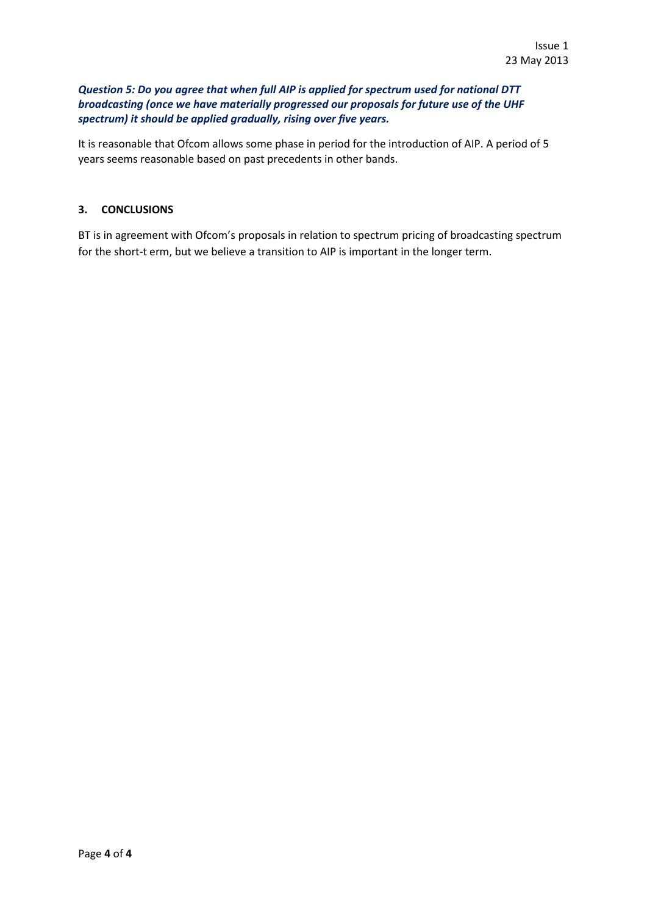***Question 5: Do you agree that when full AIP is applied for spectrum used for national DTT broadcasting (once we have materially progressed our proposals for future use of the UHF spectrum) it should be applied gradually, rising over five years.***

It is reasonable that Ofcom allows some phase in period for the introduction of AIP. A period of 5 years seems reasonable based on past precedents in other bands.

## 3. CONCLUSIONS

BT is in agreement with Ofcom's proposals in relation to spectrum pricing of broadcasting spectrum for the short-t erm, but we believe a transition to AIP is important in the longer term.